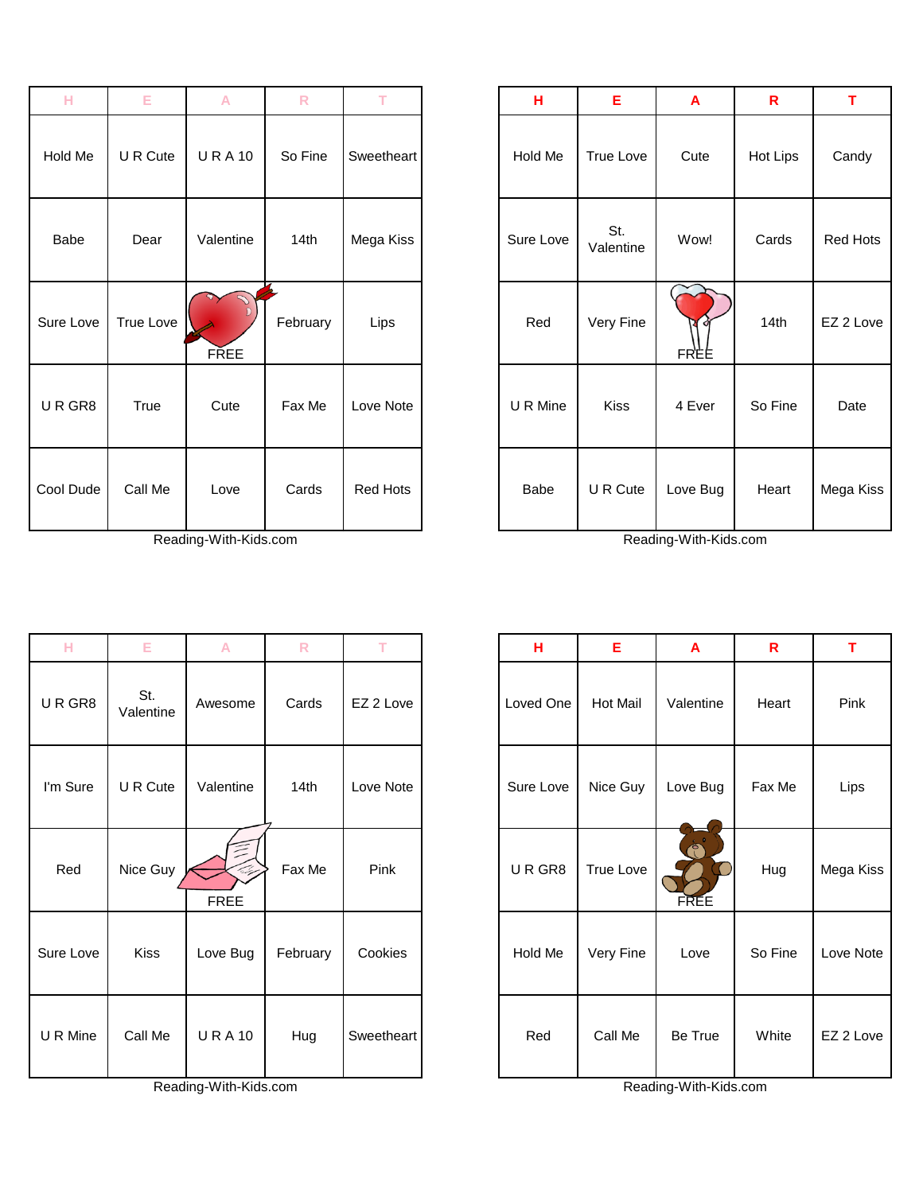| H | E | A | R | T |
|---|---|---|---|---|
| Hold Me | U R Cute | U R A 10 | So Fine | Sweetheart |
| Babe | Dear | Valentine | 14th | Mega Kiss |
| Sure Love | True Love | FREE | February | Lips |
| U R GR8 | True | Cute | Fax Me | Love Note |
| Cool Dude | Call Me | Love | Cards | Red Hots |

Reading-With-Kids.com

| H | E | A | R | T |
|---|---|---|---|---|
| Hold Me | True Love | Cute | Hot Lips | Candy |
| Sure Love | St. Valentine | Wow! | Cards | Red Hots |
| Red | Very Fine | FREE | 14th | EZ 2 Love |
| U R Mine | Kiss | 4 Ever | So Fine | Date |
| Babe | U R Cute | Love Bug | Heart | Mega Kiss |

Reading-With-Kids.com

| H | E | A | R | T |
|---|---|---|---|---|
| U R GR8 | St. Valentine | Awesome | Cards | EZ 2 Love |
| I'm Sure | U R Cute | Valentine | 14th | Love Note |
| Red | Nice Guy | FREE | Fax Me | Pink |
| Sure Love | Kiss | Love Bug | February | Cookies |
| U R Mine | Call Me | U R A 10 | Hug | Sweetheart |

Reading-With-Kids.com

| H | E | A | R | T |
|---|---|---|---|---|
| Loved One | Hot Mail | Valentine | Heart | Pink |
| Sure Love | Nice Guy | Love Bug | Fax Me | Lips |
| U R GR8 | True Love | FREE | Hug | Mega Kiss |
| Hold Me | Very Fine | Love | So Fine | Love Note |
| Red | Call Me | Be True | White | EZ 2 Love |

Reading-With-Kids.com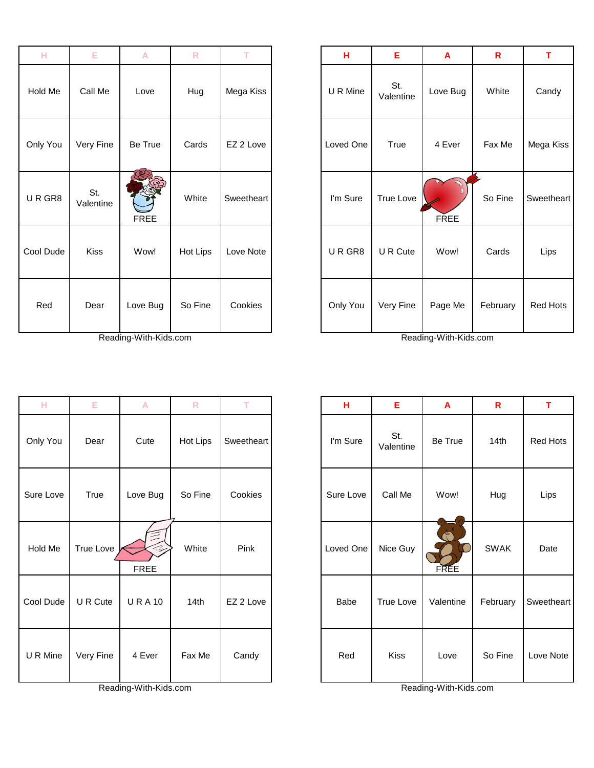| H | E | A | R | T |
|---|---|---|---|---|
| Hold Me | Call Me | Love | Hug | Mega Kiss |
| Only You | Very Fine | Be True | Cards | EZ 2 Love |
| U R GR8 | St. Valentine | FREE | White | Sweetheart |
| Cool Dude | Kiss | Wow! | Hot Lips | Love Note |
| Red | Dear | Love Bug | So Fine | Cookies |

Reading-With-Kids.com

| H | E | A | R | T |
|---|---|---|---|---|
| U R Mine | St. Valentine | Love Bug | White | Candy |
| Loved One | True | 4 Ever | Fax Me | Mega Kiss |
| I'm Sure | True Love | FREE | So Fine | Sweetheart |
| U R GR8 | U R Cute | Wow! | Cards | Lips |
| Only You | Very Fine | Page Me | February | Red Hots |

Reading-With-Kids.com

| H | E | A | R | T |
|---|---|---|---|---|
| Only You | Dear | Cute | Hot Lips | Sweetheart |
| Sure Love | True | Love Bug | So Fine | Cookies |
| Hold Me | True Love | FREE | White | Pink |
| Cool Dude | U R Cute | U R A 10 | 14th | EZ 2 Love |
| U R Mine | Very Fine | 4 Ever | Fax Me | Candy |

Reading-With-Kids.com

| H | E | A | R | T |
|---|---|---|---|---|
| I'm Sure | St. Valentine | Be True | 14th | Red Hots |
| Sure Love | Call Me | Wow! | Hug | Lips |
| Loved One | Nice Guy | FREE | SWAK | Date |
| Babe | True Love | Valentine | February | Sweetheart |
| Red | Kiss | Love | So Fine | Love Note |

Reading-With-Kids.com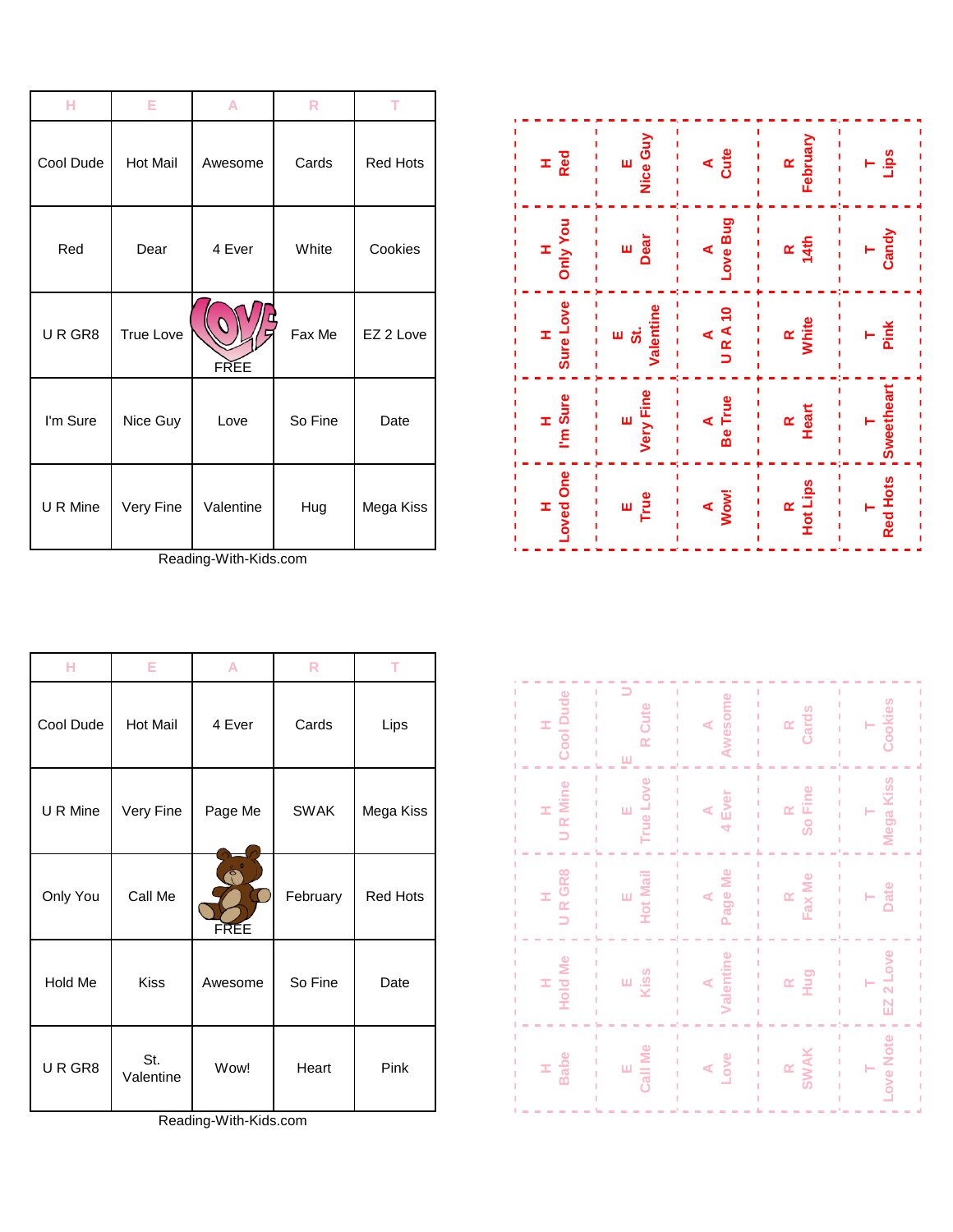| H | E | A | R | T |
|---|---|---|---|---|
| Cool Dude | Hot Mail | Awesome | Cards | Red Hots |
| Red | Dear | 4 Ever | White | Cookies |
| U R GR8 | True Love | FREE | Fax Me | EZ 2 Love |
| I'm Sure | Nice Guy | Love | So Fine | Date |
| U R Mine | Very Fine | Valentine | Hug | Mega Kiss |

Reading-With-Kids.com

| | | | | |
|---|---|---|---|---|
| H Red | E Nice Guy | A Cute | R February | T Lips |
| H Only You | E Dear | A Love Bug | R 14th | T Candy |
| H Sure Love | E St. Valentine | A U R A 10 | R White | T Pink |
| H I'm Sure | E Very Fine | A Be True | R Heart | T Sweetheart |
| H Loved One | E True | A Wow! | R Hot Lips | T Red Hots |

| H | E | A | R | T |
|---|---|---|---|---|
| Cool Dude | Hot Mail | 4 Ever | Cards | Lips |
| U R Mine | Very Fine | Page Me | SWAK | Mega Kiss |
| Only You | Call Me | FREE | February | Red Hots |
| Hold Me | Kiss | Awesome | So Fine | Date |
| U R GR8 | St. Valentine | Wow! | Heart | Pink |

Reading-With-Kids.com

| | | | | |
|---|---|---|---|---|
| H Cool Dude | E U R Cute | A Awesome | R Cards | T Cookies |
| H U R Mine | E True Love | A 4 Ever | R So Fine | T Mega Kiss |
| H U R GR8 | E Hot Mail | A Page Me | R Fax Me | T Date |
| H Hold Me | E Kiss | A Valentine | R Hug | T EZ 2 Love |
| H Babe | E Call Me | A Love | R SWAK | T Love Note |